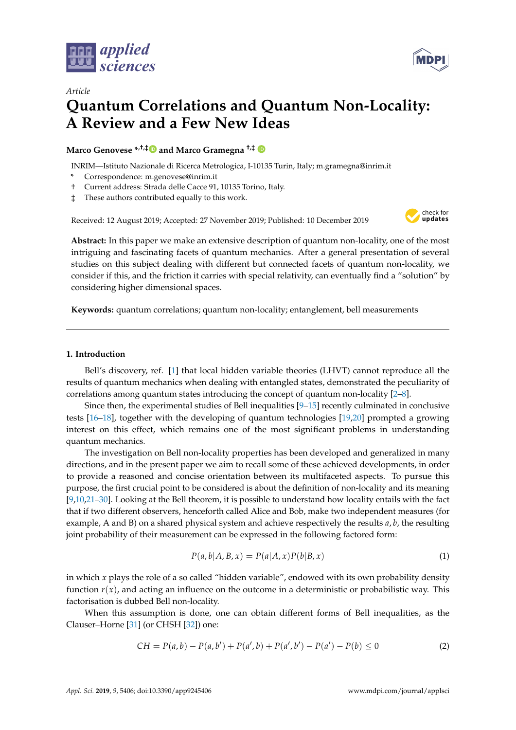*Article*

# Quantum Correlations and Quantum Non-Locality: A Review and a Few New Ideas

**Marco Genovese** \*,†,‡ **and Marco Gramegna** †,‡

INRIM—Istituto Nazionale di Ricerca Metrologica, I-10135 Turin, Italy; m.gramegna@inrim.it

\* Correspondence: m.genovese@inrim.it

† Current address: Strada delle Cacce 91, 10135 Torino, Italy.

‡ These authors contributed equally to this work.

Received: 12 August 2019; Accepted: 27 November 2019; Published: 10 December 2019

**Abstract:** In this paper we make an extensive description of quantum non-locality, one of the most intriguing and fascinating facets of quantum mechanics. After a general presentation of several studies on this subject dealing with different but connected facets of quantum non-locality, we consider if this, and the friction it carries with special relativity, can eventually find a "solution" by considering higher dimensional spaces.

**Keywords:** quantum correlations; quantum non-locality; entanglement, bell measurements

## 1. Introduction

Bell's discovery, ref. [1] that local hidden variable theories (LHVT) cannot reproduce all the results of quantum mechanics when dealing with entangled states, demonstrated the peculiarity of correlations among quantum states introducing the concept of quantum non-locality [2–8].

Since then, the experimental studies of Bell inequalities [9–15] recently culminated in conclusive tests [16–18], together with the developing of quantum technologies [19,20] prompted a growing interest on this effect, which remains one of the most significant problems in understanding quantum mechanics.

The investigation on Bell non-locality properties has been developed and generalized in many directions, and in the present paper we aim to recall some of these achieved developments, in order to provide a reasoned and concise orientation between its multifaceted aspects. To pursue this purpose, the first crucial point to be considered is about the definition of non-locality and its meaning [9,10,21–30]. Looking at the Bell theorem, it is possible to understand how locality entails with the fact that if two different observers, henceforth called Alice and Bob, make two independent measures (for example, A and B) on a shared physical system and achieve respectively the results $a, b$, the resulting joint probability of their measurement can be expressed in the following factored form:

$$P(a, b|A, B, x) = P(a|A, x)P(b|B, x) \tag{1}$$

in which $x$ plays the role of a so called "hidden variable", endowed with its own probability density function $r(x)$, and acting an influence on the outcome in a deterministic or probabilistic way. This factorisation is dubbed Bell non-locality.

When this assumption is done, one can obtain different forms of Bell inequalities, as the Clauser–Horne [31] (or CHSH [32]) one:

$$CH = P(a, b) - P(a, b') + P(a', b) + P(a', b') - P(a') - P(b) \leq 0 \tag{2}$$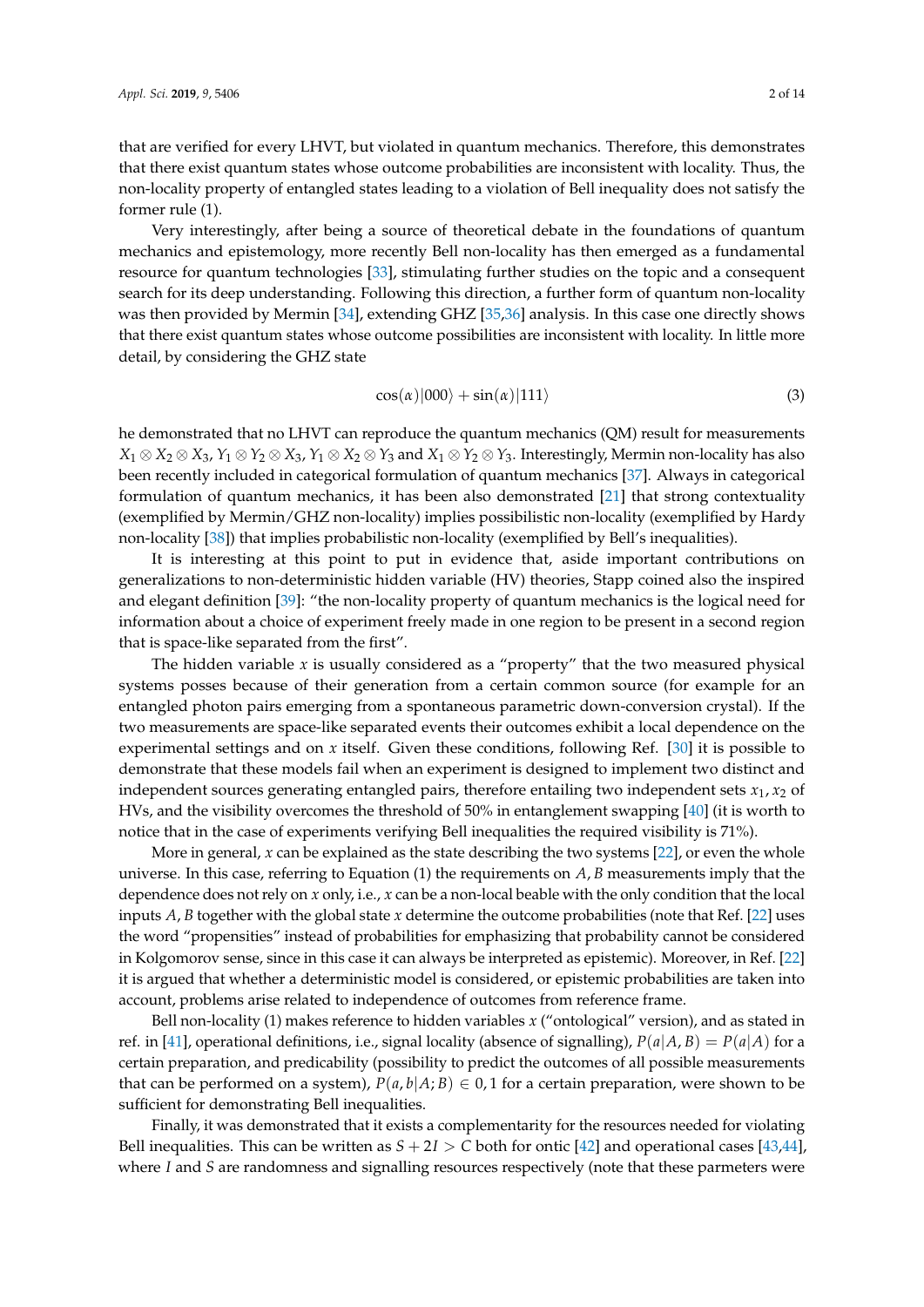that are verified for every LHVT, but violated in quantum mechanics. Therefore, this demonstrates that there exist quantum states whose outcome probabilities are inconsistent with locality. Thus, the non-locality property of entangled states leading to a violation of Bell inequality does not satisfy the former rule (1).

Very interestingly, after being a source of theoretical debate in the foundations of quantum mechanics and epistemology, more recently Bell non-locality has then emerged as a fundamental resource for quantum technologies [33], stimulating further studies on the topic and a consequent search for its deep understanding. Following this direction, a further form of quantum non-locality was then provided by Mermin [34], extending GHZ [35,36] analysis. In this case one directly shows that there exist quantum states whose outcome possibilities are inconsistent with locality. In little more detail, by considering the GHZ state

$$\cos(\alpha)|000\rangle + \sin(\alpha)|111\rangle \tag{3}$$

he demonstrated that no LHVT can reproduce the quantum mechanics (QM) result for measurements $X_1 \otimes X_2 \otimes X_3$, $Y_1 \otimes Y_2 \otimes X_3$, $Y_1 \otimes X_2 \otimes Y_3$ and $X_1 \otimes Y_2 \otimes Y_3$. Interestingly, Mermin non-locality has also been recently included in categorical formulation of quantum mechanics [37]. Always in categorical formulation of quantum mechanics, it has been also demonstrated [21] that strong contextuality (exemplified by Mermin/GHZ non-locality) implies possibilistic non-locality (exemplified by Hardy non-locality [38]) that implies probabilistic non-locality (exemplified by Bell's inequalities).

It is interesting at this point to put in evidence that, aside important contributions on generalizations to non-deterministic hidden variable (HV) theories, Stapp coined also the inspired and elegant definition [39]: "the non-locality property of quantum mechanics is the logical need for information about a choice of experiment freely made in one region to be present in a second region that is space-like separated from the first".

The hidden variable $x$ is usually considered as a "property" that the two measured physical systems posses because of their generation from a certain common source (for example for an entangled photon pairs emerging from a spontaneous parametric down-conversion crystal). If the two measurements are space-like separated events their outcomes exhibit a local dependence on the experimental settings and on $x$ itself. Given these conditions, following Ref. [30] it is possible to demonstrate that these models fail when an experiment is designed to implement two distinct and independent sources generating entangled pairs, therefore entailing two independent sets $x_1, x_2$ of HVs, and the visibility overcomes the threshold of 50% in entanglement swapping [40] (it is worth to notice that in the case of experiments verifying Bell inequalities the required visibility is 71%).

More in general, $x$ can be explained as the state describing the two systems [22], or even the whole universe. In this case, referring to Equation (1) the requirements on $A, B$ measurements imply that the dependence does not rely on $x$ only, i.e., $x$ can be a non-local beable with the only condition that the local inputs $A, B$ together with the global state $x$ determine the outcome probabilities (note that Ref. [22] uses the word "propensities" instead of probabilities for emphasizing that probability cannot be considered in Kolgomorov sense, since in this case it can always be interpreted as epistemic). Moreover, in Ref. [22] it is argued that whether a deterministic model is considered, or epistemic probabilities are taken into account, problems arise related to independence of outcomes from reference frame.

Bell non-locality (1) makes reference to hidden variables $x$ ("ontological" version), and as stated in ref. in [41], operational definitions, i.e., signal locality (absence of signalling), $P(a|A, B) = P(a|A)$ for a certain preparation, and predicability (possibility to predict the outcomes of all possible measurements that can be performed on a system), $P(a, b|A; B) \in 0, 1$ for a certain preparation, were shown to be sufficient for demonstrating Bell inequalities.

Finally, it was demonstrated that it exists a complementarity for the resources needed for violating Bell inequalities. This can be written as $S + 2I > C$ both for ontic [42] and operational cases [43,44], where $I$ and $S$ are randomness and signalling resources respectively (note that these parmeters were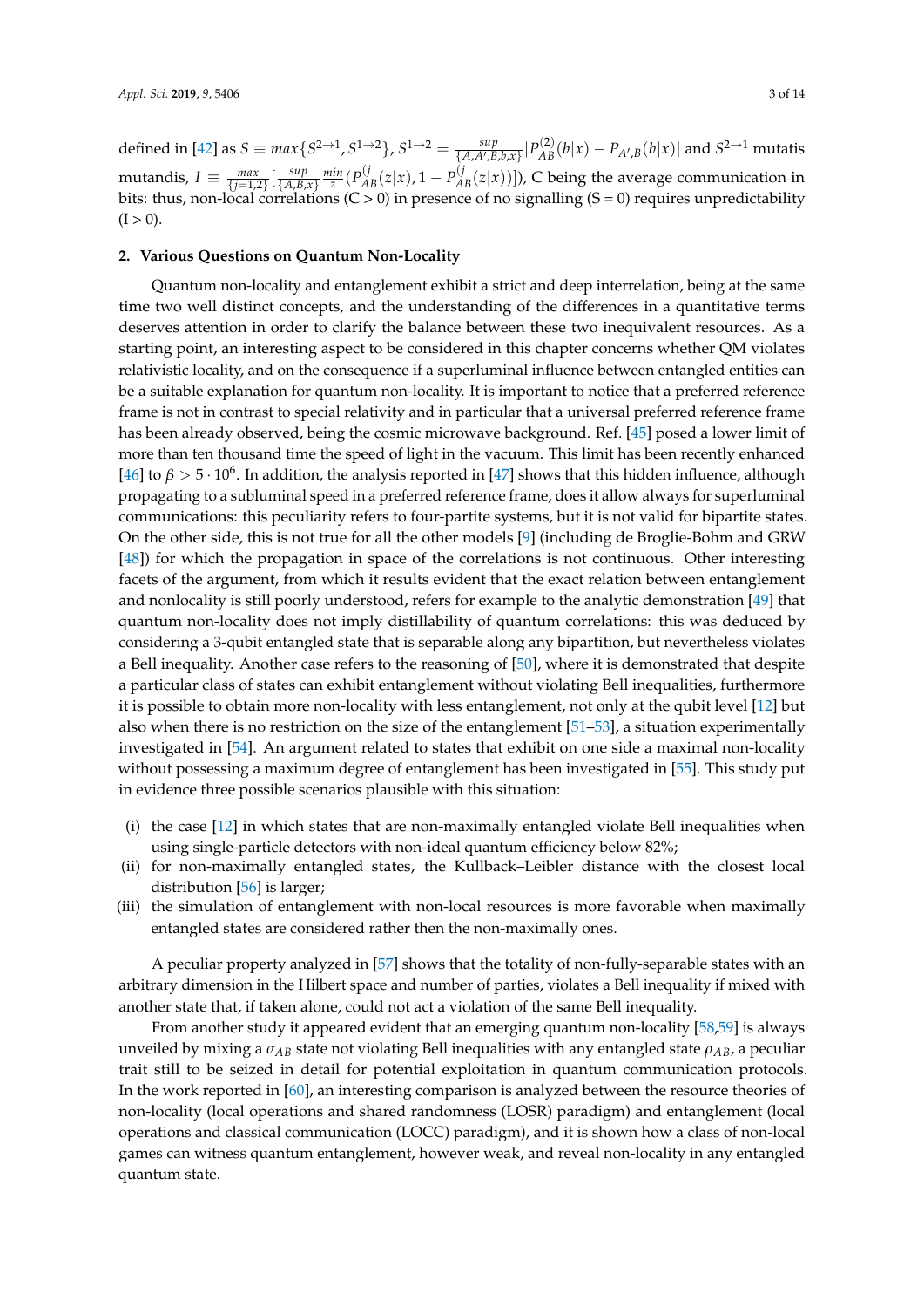defined in [42] as $S \equiv max\{S^{2\to1}, S^{1\to2}\}$, $S^{1\to2} = \underset{\{A,A',B,b,x\}}{sup} |P^{(2)}_{AB}(b|x) - P_{A',B}(b|x)|$ and $S^{2\to1}$ mutatis mutandis, $I \equiv \underset{\{j=1,2\}}{max} [\underset{\{A,B,x\}}{sup} \underset{z}{min} (P^{(j}_{AB}(z|x), 1 - P^{(j}_{AB}(z|x))])$, C being the average communication in bits: thus, non-local correlations (C > 0) in presence of no signalling (S = 0) requires unpredictability (I > 0).

## 2. Various Questions on Quantum Non-Locality

Quantum non-locality and entanglement exhibit a strict and deep interrelation, being at the same time two well distinct concepts, and the understanding of the differences in a quantitative terms deserves attention in order to clarify the balance between these two inequivalent resources. As a starting point, an interesting aspect to be considered in this chapter concerns whether QM violates relativistic locality, and on the consequence if a superluminal influence between entangled entities can be a suitable explanation for quantum non-locality. It is important to notice that a preferred reference frame is not in contrast to special relativity and in particular that a universal preferred reference frame has been already observed, being the cosmic microwave background. Ref. [45] posed a lower limit of more than ten thousand time the speed of light in the vacuum. This limit has been recently enhanced [46] to $\beta > 5 \cdot 10^6$. In addition, the analysis reported in [47] shows that this hidden influence, although propagating to a subluminal speed in a preferred reference frame, does it allow always for superluminal communications: this peculiarity refers to four-partite systems, but it is not valid for bipartite states. On the other side, this is not true for all the other models [9] (including de Broglie-Bohm and GRW [48]) for which the propagation in space of the correlations is not continuous. Other interesting facets of the argument, from which it results evident that the exact relation between entanglement and nonlocality is still poorly understood, refers for example to the analytic demonstration [49] that quantum non-locality does not imply distillability of quantum correlations: this was deduced by considering a 3-qubit entangled state that is separable along any bipartition, but nevertheless violates a Bell inequality. Another case refers to the reasoning of [50], where it is demonstrated that despite a particular class of states can exhibit entanglement without violating Bell inequalities, furthermore it is possible to obtain more non-locality with less entanglement, not only at the qubit level [12] but also when there is no restriction on the size of the entanglement [51–53], a situation experimentally investigated in [54]. An argument related to states that exhibit on one side a maximal non-locality without possessing a maximum degree of entanglement has been investigated in [55]. This study put in evidence three possible scenarios plausible with this situation:

(i) the case [12] in which states that are non-maximally entangled violate Bell inequalities when using single-particle detectors with non-ideal quantum efficiency below 82%;
(ii) for non-maximally entangled states, the Kullback–Leibler distance with the closest local distribution [56] is larger;
(iii) the simulation of entanglement with non-local resources is more favorable when maximally entangled states are considered rather then the non-maximally ones.

A peculiar property analyzed in [57] shows that the totality of non-fully-separable states with an arbitrary dimension in the Hilbert space and number of parties, violates a Bell inequality if mixed with another state that, if taken alone, could not act a violation of the same Bell inequality.

From another study it appeared evident that an emerging quantum non-locality [58,59] is always unveiled by mixing a $\sigma_{AB}$ state not violating Bell inequalities with any entangled state $\rho_{AB}$, a peculiar trait still to be seized in detail for potential exploitation in quantum communication protocols. In the work reported in [60], an interesting comparison is analyzed between the resource theories of non-locality (local operations and shared randomness (LOSR) paradigm) and entanglement (local operations and classical communication (LOCC) paradigm), and it is shown how a class of non-local games can witness quantum entanglement, however weak, and reveal non-locality in any entangled quantum state.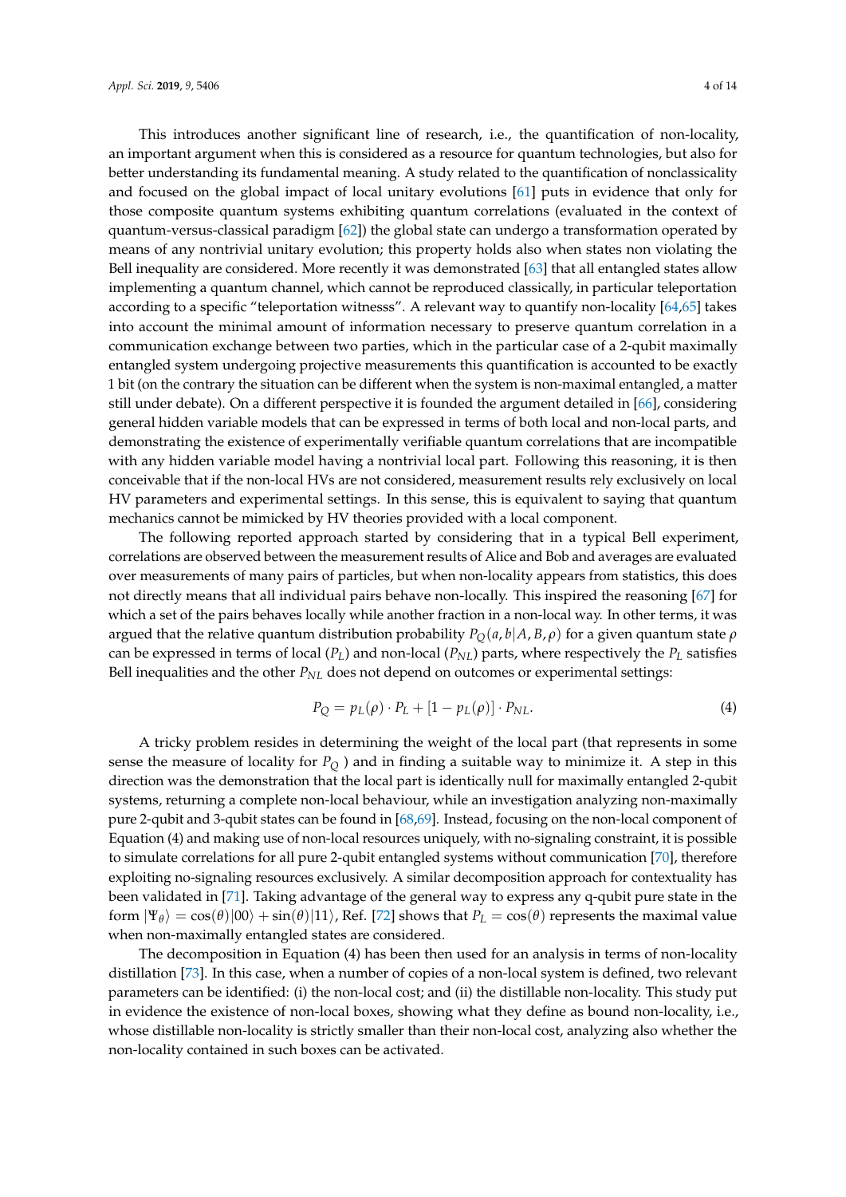This introduces another significant line of research, i.e., the quantification of non-locality, an important argument when this is considered as a resource for quantum technologies, but also for better understanding its fundamental meaning. A study related to the quantification of nonclassicality and focused on the global impact of local unitary evolutions [61] puts in evidence that only for those composite quantum systems exhibiting quantum correlations (evaluated in the context of quantum-versus-classical paradigm [62]) the global state can undergo a transformation operated by means of any nontrivial unitary evolution; this property holds also when states non violating the Bell inequality are considered. More recently it was demonstrated [63] that all entangled states allow implementing a quantum channel, which cannot be reproduced classically, in particular teleportation according to a specific "teleportation witnesss". A relevant way to quantify non-locality [64,65] takes into account the minimal amount of information necessary to preserve quantum correlation in a communication exchange between two parties, which in the particular case of a 2-qubit maximally entangled system undergoing projective measurements this quantification is accounted to be exactly 1 bit (on the contrary the situation can be different when the system is non-maximal entangled, a matter still under debate). On a different perspective it is founded the argument detailed in [66], considering general hidden variable models that can be expressed in terms of both local and non-local parts, and demonstrating the existence of experimentally verifiable quantum correlations that are incompatible with any hidden variable model having a nontrivial local part. Following this reasoning, it is then conceivable that if the non-local HVs are not considered, measurement results rely exclusively on local HV parameters and experimental settings. In this sense, this is equivalent to saying that quantum mechanics cannot be mimicked by HV theories provided with a local component.

The following reported approach started by considering that in a typical Bell experiment, correlations are observed between the measurement results of Alice and Bob and averages are evaluated over measurements of many pairs of particles, but when non-locality appears from statistics, this does not directly means that all individual pairs behave non-locally. This inspired the reasoning [67] for which a set of the pairs behaves locally while another fraction in a non-local way. In other terms, it was argued that the relative quantum distribution probability $P_Q(a, b|A, B, \rho)$ for a given quantum state $\rho$ can be expressed in terms of local ($P_L$) and non-local ($P_{NL}$) parts, where respectively the $P_L$ satisfies Bell inequalities and the other $P_{NL}$ does not depend on outcomes or experimental settings:

$$P_Q = p_L(\rho) \cdot P_L + [1 - p_L(\rho)] \cdot P_{NL}. \tag{4}$$

A tricky problem resides in determining the weight of the local part (that represents in some sense the measure of locality for $P_Q$ ) and in finding a suitable way to minimize it. A step in this direction was the demonstration that the local part is identically null for maximally entangled 2-qubit systems, returning a complete non-local behaviour, while an investigation analyzing non-maximally pure 2-qubit and 3-qubit states can be found in [68,69]. Instead, focusing on the non-local component of Equation (4) and making use of non-local resources uniquely, with no-signaling constraint, it is possible to simulate correlations for all pure 2-qubit entangled systems without communication [70], therefore exploiting no-signaling resources exclusively. A similar decomposition approach for contextuality has been validated in [71]. Taking advantage of the general way to express any q-qubit pure state in the form $|\Psi_\theta\rangle = \cos(\theta)|00\rangle + \sin(\theta)|11\rangle$, Ref. [72] shows that $P_L = \cos(\theta)$ represents the maximal value when non-maximally entangled states are considered.

The decomposition in Equation (4) has been then used for an analysis in terms of non-locality distillation [73]. In this case, when a number of copies of a non-local system is defined, two relevant parameters can be identified: (i) the non-local cost; and (ii) the distillable non-locality. This study put in evidence the existence of non-local boxes, showing what they define as bound non-locality, i.e., whose distillable non-locality is strictly smaller than their non-local cost, analyzing also whether the non-locality contained in such boxes can be activated.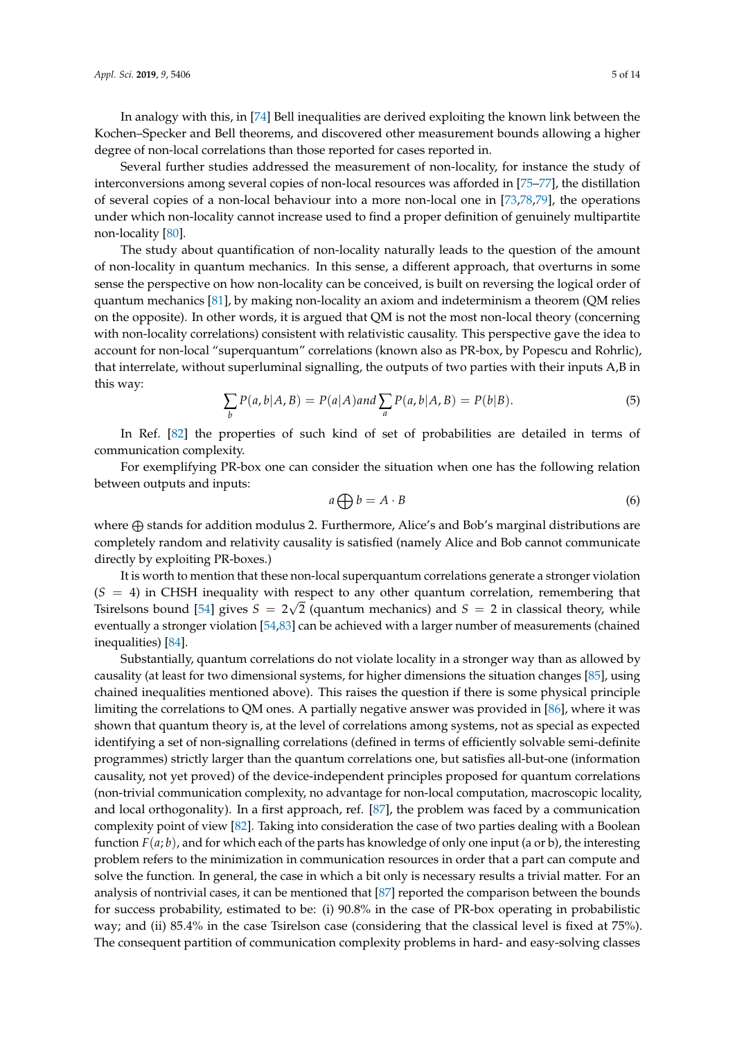In analogy with this, in [74] Bell inequalities are derived exploiting the known link between the Kochen–Specker and Bell theorems, and discovered other measurement bounds allowing a higher degree of non-local correlations than those reported for cases reported in.

Several further studies addressed the measurement of non-locality, for instance the study of interconversions among several copies of non-local resources was afforded in [75–77], the distillation of several copies of a non-local behaviour into a more non-local one in [73,78,79], the operations under which non-locality cannot increase used to find a proper definition of genuinely multipartite non-locality [80].

The study about quantification of non-locality naturally leads to the question of the amount of non-locality in quantum mechanics. In this sense, a different approach, that overturns in some sense the perspective on how non-locality can be conceived, is built on reversing the logical order of quantum mechanics [81], by making non-locality an axiom and indeterminism a theorem (QM relies on the opposite). In other words, it is argued that QM is not the most non-local theory (concerning with non-locality correlations) consistent with relativistic causality. This perspective gave the idea to account for non-local "superquantum" correlations (known also as PR-box, by Popescu and Rohrlic), that interrelate, without superluminal signalling, the outputs of two parties with their inputs A,B in this way:

$$\sum_b P(a,b|A,B) = P(a|A) and \sum_a P(a,b|A,B) = P(b|B). \tag{5}$$

In Ref. [82] the properties of such kind of set of probabilities are detailed in terms of communication complexity.

For exemplifying PR-box one can consider the situation when one has the following relation between outputs and inputs:

$$a \bigoplus b = A \cdot B \tag{6}$$

where $\oplus$ stands for addition modulus 2. Furthermore, Alice's and Bob's marginal distributions are completely random and relativity causality is satisfied (namely Alice and Bob cannot communicate directly by exploiting PR-boxes.)

It is worth to mention that these non-local superquantum correlations generate a stronger violation ($S = 4$) in CHSH inequality with respect to any other quantum correlation, remembering that Tsirelsons bound [54] gives $S = 2\sqrt{2}$ (quantum mechanics) and $S = 2$ in classical theory, while eventually a stronger violation [54,83] can be achieved with a larger number of measurements (chained inequalities) [84].

Substantially, quantum correlations do not violate locality in a stronger way than as allowed by causality (at least for two dimensional systems, for higher dimensions the situation changes [85], using chained inequalities mentioned above). This raises the question if there is some physical principle limiting the correlations to QM ones. A partially negative answer was provided in [86], where it was shown that quantum theory is, at the level of correlations among systems, not as special as expected identifying a set of non-signalling correlations (defined in terms of efficiently solvable semi-definite programmes) strictly larger than the quantum correlations one, but satisfies all-but-one (information causality, not yet proved) of the device-independent principles proposed for quantum correlations (non-trivial communication complexity, no advantage for non-local computation, macroscopic locality, and local orthogonality). In a first approach, ref. [87], the problem was faced by a communication complexity point of view [82]. Taking into consideration the case of two parties dealing with a Boolean function $F(a;b)$, and for which each of the parts has knowledge of only one input (a or b), the interesting problem refers to the minimization in communication resources in order that a part can compute and solve the function. In general, the case in which a bit only is necessary results a trivial matter. For an analysis of nontrivial cases, it can be mentioned that [87] reported the comparison between the bounds for success probability, estimated to be: (i) 90.8% in the case of PR-box operating in probabilistic way; and (ii) 85.4% in the case Tsirelson case (considering that the classical level is fixed at 75%). The consequent partition of communication complexity problems in hard- and easy-solving classes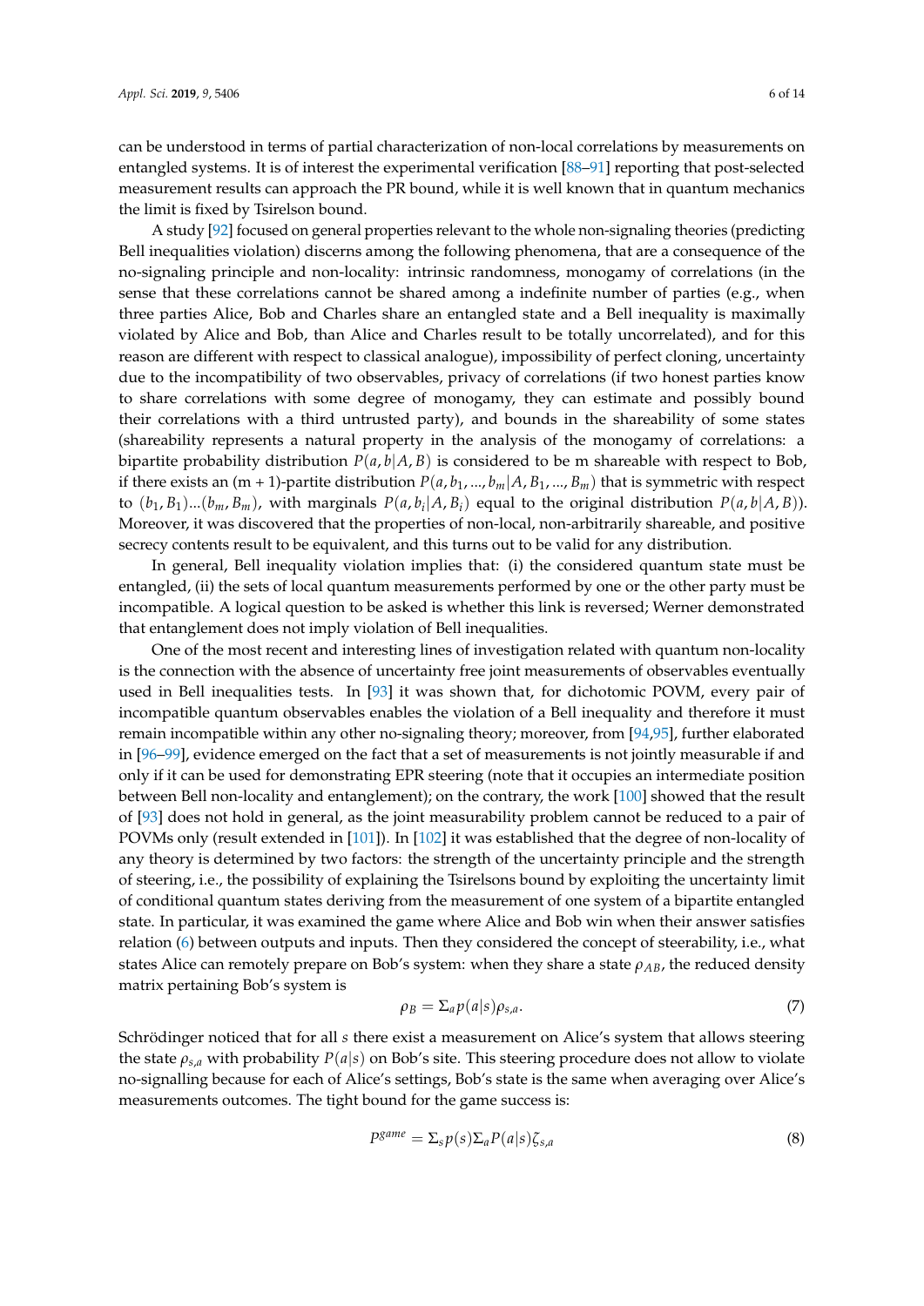can be understood in terms of partial characterization of non-local correlations by measurements on entangled systems. It is of interest the experimental verification [88–91] reporting that post-selected measurement results can approach the PR bound, while it is well known that in quantum mechanics the limit is fixed by Tsirelson bound.

A study [92] focused on general properties relevant to the whole non-signaling theories (predicting Bell inequalities violation) discerns among the following phenomena, that are a consequence of the no-signaling principle and non-locality: intrinsic randomness, monogamy of correlations (in the sense that these correlations cannot be shared among a indefinite number of parties (e.g., when three parties Alice, Bob and Charles share an entangled state and a Bell inequality is maximally violated by Alice and Bob, than Alice and Charles result to be totally uncorrelated), and for this reason are different with respect to classical analogue), impossibility of perfect cloning, uncertainty due to the incompatibility of two observables, privacy of correlations (if two honest parties know to share correlations with some degree of monogamy, they can estimate and possibly bound their correlations with a third untrusted party), and bounds in the shareability of some states (shareability represents a natural property in the analysis of the monogamy of correlations: a bipartite probability distribution $P(a, b|A, B)$ is considered to be m shareable with respect to Bob, if there exists an (m + 1)-partite distribution $P(a, b_1, ..., b_m|A, B_1, ..., B_m)$ that is symmetric with respect to $(b_1, B_1)...(b_m, B_m)$, with marginals $P(a, b_i|A, B_i)$ equal to the original distribution $P(a, b|A, B)$). Moreover, it was discovered that the properties of non-local, non-arbitrarily shareable, and positive secrecy contents result to be equivalent, and this turns out to be valid for any distribution.

In general, Bell inequality violation implies that: (i) the considered quantum state must be entangled, (ii) the sets of local quantum measurements performed by one or the other party must be incompatible. A logical question to be asked is whether this link is reversed; Werner demonstrated that entanglement does not imply violation of Bell inequalities.

One of the most recent and interesting lines of investigation related with quantum non-locality is the connection with the absence of uncertainty free joint measurements of observables eventually used in Bell inequalities tests. In [93] it was shown that, for dichotomic POVM, every pair of incompatible quantum observables enables the violation of a Bell inequality and therefore it must remain incompatible within any other no-signaling theory; moreover, from [94,95], further elaborated in [96–99], evidence emerged on the fact that a set of measurements is not jointly measurable if and only if it can be used for demonstrating EPR steering (note that it occupies an intermediate position between Bell non-locality and entanglement); on the contrary, the work [100] showed that the result of [93] does not hold in general, as the joint measurability problem cannot be reduced to a pair of POVMs only (result extended in [101]). In [102] it was established that the degree of non-locality of any theory is determined by two factors: the strength of the uncertainty principle and the strength of steering, i.e., the possibility of explaining the Tsirelsons bound by exploiting the uncertainty limit of conditional quantum states deriving from the measurement of one system of a bipartite entangled state. In particular, it was examined the game where Alice and Bob win when their answer satisfies relation (6) between outputs and inputs. Then they considered the concept of steerability, i.e., what states Alice can remotely prepare on Bob's system: when they share a state $\rho_{AB}$, the reduced density matrix pertaining Bob's system is

$$\rho_B = \Sigma_a p(a|s)\rho_{s,a}. \tag{7}$$

Schrödinger noticed that for all $s$ there exist a measurement on Alice's system that allows steering the state $\rho_{s,a}$ with probability $P(a|s)$ on Bob's site. This steering procedure does not allow to violate no-signalling because for each of Alice's settings, Bob's state is the same when averaging over Alice's measurements outcomes. The tight bound for the game success is:

$$P^{game} = \Sigma_s p(s)\Sigma_a P(a|s)\zeta_{s,a} \tag{8}$$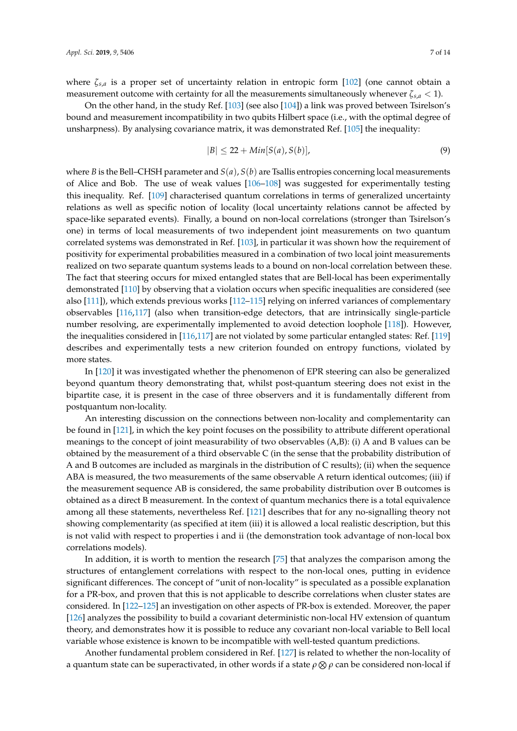where $\zeta_{s,a}$ is a proper set of uncertainty relation in entropic form [102] (one cannot obtain a measurement outcome with certainty for all the measurements simultaneously whenever $\zeta_{s,a} < 1$).

On the other hand, in the study Ref. [103] (see also [104]) a link was proved between Tsirelson's bound and measurement incompatibility in two qubits Hilbert space (i.e., with the optimal degree of unsharpness). By analysing covariance matrix, it was demonstrated Ref. [105] the inequality:

$$|B| \leq 22 + Min[S(a), S(b)], \tag{9}$$

where $B$ is the Bell–CHSH parameter and $S(a), S(b)$ are Tsallis entropies concerning local measurements of Alice and Bob. The use of weak values [106–108] was suggested for experimentally testing this inequality. Ref. [109] characterised quantum correlations in terms of generalized uncertainty relations as well as specific notion of locality (local uncertainty relations cannot be affected by space-like separated events). Finally, a bound on non-local correlations (stronger than Tsirelson's one) in terms of local measurements of two independent joint measurements on two quantum correlated systems was demonstrated in Ref. [103], in particular it was shown how the requirement of positivity for experimental probabilities measured in a combination of two local joint measurements realized on two separate quantum systems leads to a bound on non-local correlation between these. The fact that steering occurs for mixed entangled states that are Bell-local has been experimentally demonstrated [110] by observing that a violation occurs when specific inequalities are considered (see also [111]), which extends previous works [112–115] relying on inferred variances of complementary observables [116,117] (also when transition-edge detectors, that are intrinsically single-particle number resolving, are experimentally implemented to avoid detection loophole [118]). However, the inequalities considered in [116,117] are not violated by some particular entangled states: Ref. [119] describes and experimentally tests a new criterion founded on entropy functions, violated by more states.

In [120] it was investigated whether the phenomenon of EPR steering can also be generalized beyond quantum theory demonstrating that, whilst post-quantum steering does not exist in the bipartite case, it is present in the case of three observers and it is fundamentally different from postquantum non-locality.

An interesting discussion on the connections between non-locality and complementarity can be found in [121], in which the key point focuses on the possibility to attribute different operational meanings to the concept of joint measurability of two observables (A,B): (i) A and B values can be obtained by the measurement of a third observable C (in the sense that the probability distribution of A and B outcomes are included as marginals in the distribution of C results); (ii) when the sequence ABA is measured, the two measurements of the same observable A return identical outcomes; (iii) if the measurement sequence AB is considered, the same probability distribution over B outcomes is obtained as a direct B measurement. In the context of quantum mechanics there is a total equivalence among all these statements, nevertheless Ref. [121] describes that for any no-signalling theory not showing complementarity (as specified at item (iii) it is allowed a local realistic description, but this is not valid with respect to properties i and ii (the demonstration took advantage of non-local box correlations models).

In addition, it is worth to mention the research [75] that analyzes the comparison among the structures of entanglement correlations with respect to the non-local ones, putting in evidence significant differences. The concept of "unit of non-locality" is speculated as a possible explanation for a PR-box, and proven that this is not applicable to describe correlations when cluster states are considered. In [122–125] an investigation on other aspects of PR-box is extended. Moreover, the paper [126] analyzes the possibility to build a covariant deterministic non-local HV extension of quantum theory, and demonstrates how it is possible to reduce any covariant non-local variable to Bell local variable whose existence is known to be incompatible with well-tested quantum predictions.

Another fundamental problem considered in Ref. [127] is related to whether the non-locality of a quantum state can be superactivated, in other words if a state $\rho \otimes \rho$ can be considered non-local if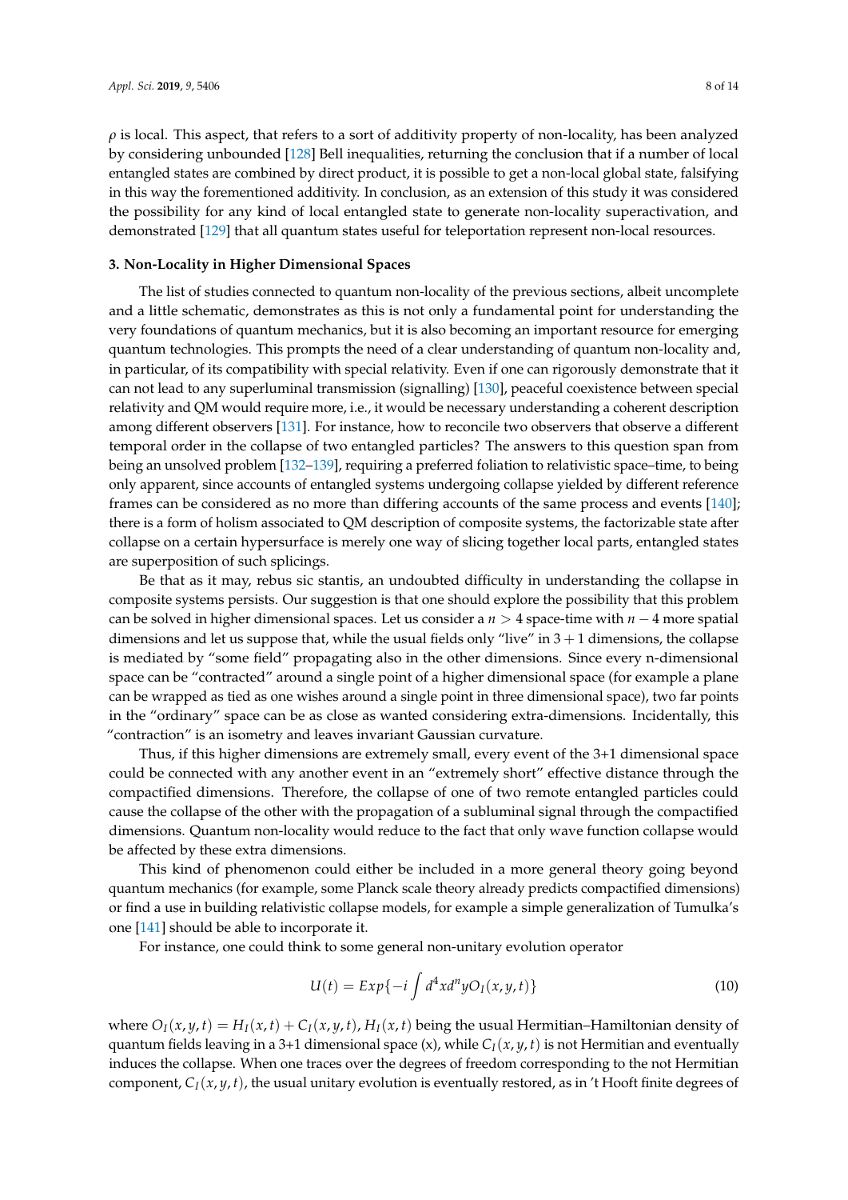$\rho$ is local. This aspect, that refers to a sort of additivity property of non-locality, has been analyzed by considering unbounded [128] Bell inequalities, returning the conclusion that if a number of local entangled states are combined by direct product, it is possible to get a non-local global state, falsifying in this way the forementioned additivity. In conclusion, as an extension of this study it was considered the possibility for any kind of local entangled state to generate non-locality superactivation, and demonstrated [129] that all quantum states useful for teleportation represent non-local resources.

### 3. Non-Locality in Higher Dimensional Spaces

The list of studies connected to quantum non-locality of the previous sections, albeit uncomplete and a little schematic, demonstrates as this is not only a fundamental point for understanding the very foundations of quantum mechanics, but it is also becoming an important resource for emerging quantum technologies. This prompts the need of a clear understanding of quantum non-locality and, in particular, of its compatibility with special relativity. Even if one can rigorously demonstrate that it can not lead to any superluminal transmission (signalling) [130], peaceful coexistence between special relativity and QM would require more, i.e., it would be necessary understanding a coherent description among different observers [131]. For instance, how to reconcile two observers that observe a different temporal order in the collapse of two entangled particles? The answers to this question span from being an unsolved problem [132–139], requiring a preferred foliation to relativistic space–time, to being only apparent, since accounts of entangled systems undergoing collapse yielded by different reference frames can be considered as no more than differing accounts of the same process and events [140]; there is a form of holism associated to QM description of composite systems, the factorizable state after collapse on a certain hypersurface is merely one way of slicing together local parts, entangled states are superposition of such splicings.

Be that as it may, rebus sic stantis, an undoubted difficulty in understanding the collapse in composite systems persists. Our suggestion is that one should explore the possibility that this problem can be solved in higher dimensional spaces. Let us consider a $n > 4$ space-time with $n - 4$ more spatial dimensions and let us suppose that, while the usual fields only "live" in $3 + 1$ dimensions, the collapse is mediated by "some field" propagating also in the other dimensions. Since every n-dimensional space can be "contracted" around a single point of a higher dimensional space (for example a plane can be wrapped as tied as one wishes around a single point in three dimensional space), two far points in the "ordinary" space can be as close as wanted considering extra-dimensions. Incidentally, this "contraction" is an isometry and leaves invariant Gaussian curvature.

Thus, if this higher dimensions are extremely small, every event of the 3+1 dimensional space could be connected with any another event in an "extremely short" effective distance through the compactified dimensions. Therefore, the collapse of one of two remote entangled particles could cause the collapse of the other with the propagation of a subluminal signal through the compactified dimensions. Quantum non-locality would reduce to the fact that only wave function collapse would be affected by these extra dimensions.

This kind of phenomenon could either be included in a more general theory going beyond quantum mechanics (for example, some Planck scale theory already predicts compactified dimensions) or find a use in building relativistic collapse models, for example a simple generalization of Tumulka's one [141] should be able to incorporate it.

For instance, one could think to some general non-unitary evolution operator

$$U(t) = Exp\{-i \int d^4x d^n y O_I(x, y, t)\} \tag{10}$$

where $O_I(x, y, t) = H_I(x, t) + C_I(x, y, t)$, $H_I(x, t)$ being the usual Hermitian–Hamiltonian density of quantum fields leaving in a 3+1 dimensional space (x), while $C_I(x, y, t)$ is not Hermitian and eventually induces the collapse. When one traces over the degrees of freedom corresponding to the not Hermitian component, $C_I(x, y, t)$, the usual unitary evolution is eventually restored, as in 't Hooft finite degrees of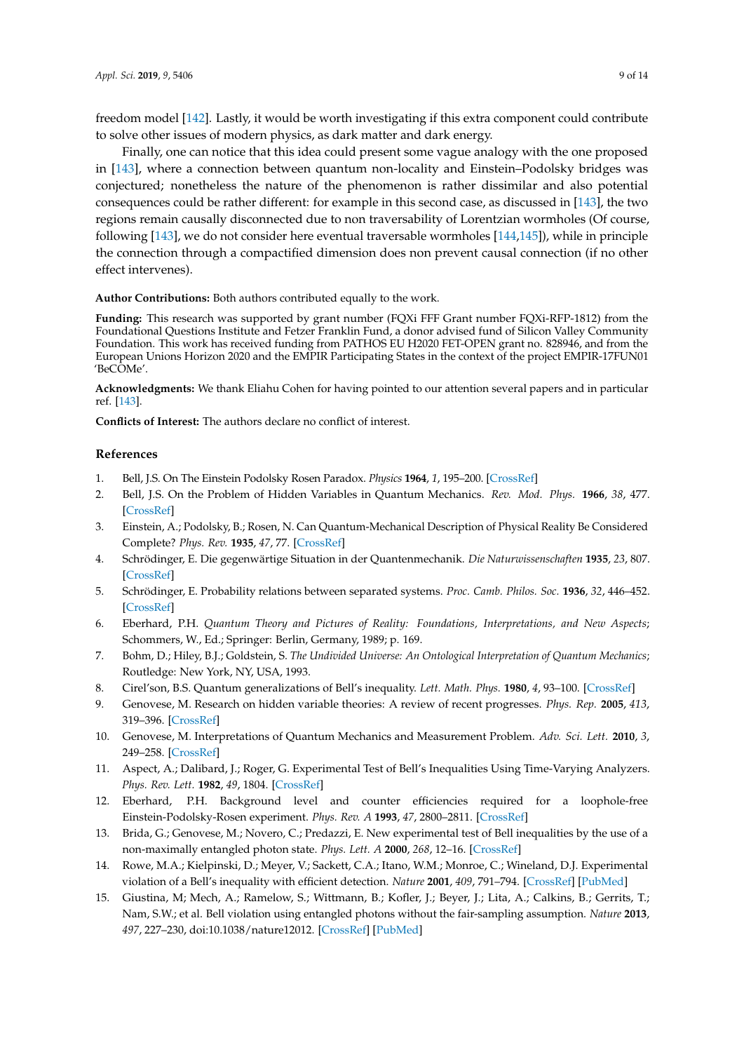freedom model [142]. Lastly, it would be worth investigating if this extra component could contribute to solve other issues of modern physics, as dark matter and dark energy.

Finally, one can notice that this idea could present some vague analogy with the one proposed in [143], where a connection between quantum non-locality and Einstein–Podolsky bridges was conjectured; nonetheless the nature of the phenomenon is rather dissimilar and also potential consequences could be rather different: for example in this second case, as discussed in [143], the two regions remain causally disconnected due to non traversability of Lorentzian wormholes (Of course, following [143], we do not consider here eventual traversable wormholes [144,145]), while in principle the connection through a compactified dimension does non prevent causal connection (if no other effect intervenes).

**Author Contributions:** Both authors contributed equally to the work.

**Funding:** This research was supported by grant number (FQXi FFF Grant number FQXi-RFP-1812) from the Foundational Questions Institute and Fetzer Franklin Fund, a donor advised fund of Silicon Valley Community Foundation. This work has received funding from PATHOS EU H2020 FET-OPEN grant no. 828946, and from the European Unions Horizon 2020 and the EMPIR Participating States in the context of the project EMPIR-17FUN01 'BeCOMe'.

**Acknowledgments:** We thank Eliahu Cohen for having pointed to our attention several papers and in particular ref. [143].

**Conflicts of Interest:** The authors declare no conflict of interest.

## References

1. Bell, J.S. On The Einstein Podolsky Rosen Paradox. *Physics* **1964**, *1*, 195–200. [CrossRef]
2. Bell, J.S. On the Problem of Hidden Variables in Quantum Mechanics. *Rev. Mod. Phys.* **1966**, *38*, 477. [CrossRef]
3. Einstein, A.; Podolsky, B.; Rosen, N. Can Quantum-Mechanical Description of Physical Reality Be Considered Complete? *Phys. Rev.* **1935**, *47*, 77. [CrossRef]
4. Schrödinger, E. Die gegenwärtige Situation in der Quantenmechanik. *Die Naturwissenschaften* **1935**, *23*, 807. [CrossRef]
5. Schrödinger, E. Probability relations between separated systems. *Proc. Camb. Philos. Soc.* **1936**, *32*, 446–452. [CrossRef]
6. Eberhard, P.H. *Quantum Theory and Pictures of Reality: Foundations, Interpretations, and New Aspects*; Schommers, W., Ed.; Springer: Berlin, Germany, 1989; p. 169.
7. Bohm, D.; Hiley, B.J.; Goldstein, S. *The Undivided Universe: An Ontological Interpretation of Quantum Mechanics*; Routledge: New York, NY, USA, 1993.
8. Cirel'son, B.S. Quantum generalizations of Bell's inequality. *Lett. Math. Phys.* **1980**, *4*, 93–100. [CrossRef]
9. Genovese, M. Research on hidden variable theories: A review of recent progresses. *Phys. Rep.* **2005**, *413*, 319–396. [CrossRef]
10. Genovese, M. Interpretations of Quantum Mechanics and Measurement Problem. *Adv. Sci. Lett.* **2010**, *3*, 249–258. [CrossRef]
11. Aspect, A.; Dalibard, J.; Roger, G. Experimental Test of Bell's Inequalities Using Time-Varying Analyzers. *Phys. Rev. Lett.* **1982**, *49*, 1804. [CrossRef]
12. Eberhard, P.H. Background level and counter efficiencies required for a loophole-free Einstein-Podolsky-Rosen experiment. *Phys. Rev. A* **1993**, *47*, 2800–2811. [CrossRef]
13. Brida, G.; Genovese, M.; Novero, C.; Predazzi, E. New experimental test of Bell inequalities by the use of a non-maximally entangled photon state. *Phys. Lett. A* **2000**, *268*, 12–16. [CrossRef]
14. Rowe, M.A.; Kielpinski, D.; Meyer, V.; Sackett, C.A.; Itano, W.M.; Monroe, C.; Wineland, D.J. Experimental violation of a Bell's inequality with efficient detection. *Nature* **2001**, *409*, 791–794. [CrossRef] [PubMed]
15. Giustina, M; Mech, A.; Ramelow, S.; Wittmann, B.; Kofler, J.; Beyer, J.; Lita, A.; Calkins, B.; Gerrits, T.; Nam, S.W.; et al. Bell violation using entangled photons without the fair-sampling assumption. *Nature* **2013**, *497*, 227–230, doi:10.1038/nature12012. [CrossRef] [PubMed]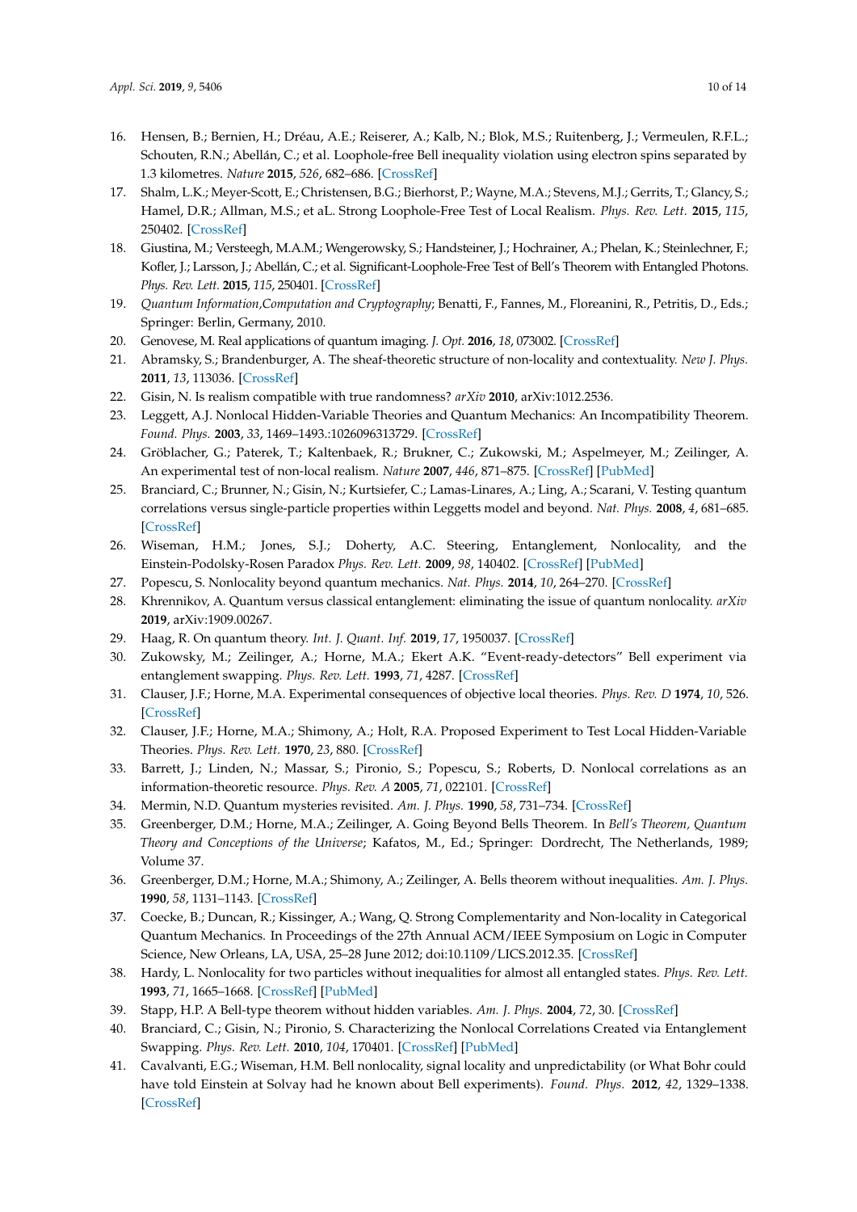16. Hensen, B.; Bernien, H.; Dréau, A.E.; Reiserer, A.; Kalb, N.; Blok, M.S.; Ruitenberg, J.; Vermeulen, R.F.L.; Schouten, R.N.; Abellán, C.; et al. Loophole-free Bell inequality violation using electron spins separated by 1.3 kilometres. *Nature* **2015**, *526*, 682–686. [CrossRef]
17. Shalm, L.K.; Meyer-Scott, E.; Christensen, B.G.; Bierhorst, P.; Wayne, M.A.; Stevens, M.J.; Gerrits, T.; Glancy, S.; Hamel, D.R.; Allman, M.S.; et aL. Strong Loophole-Free Test of Local Realism. *Phys. Rev. Lett.* **2015**, *115*, 250402. [CrossRef]
18. Giustina, M.; Versteegh, M.A.M.; Wengerowsky, S.; Handsteiner, J.; Hochrainer, A.; Phelan, K.; Steinlechner, F.; Kofler, J.; Larsson, J.; Abellán, C.; et al. Significant-Loophole-Free Test of Bell's Theorem with Entangled Photons. *Phys. Rev. Lett.* **2015**, *115*, 250401. [CrossRef]
19. *Quantum Information,Computation and Cryptography*; Benatti, F., Fannes, M., Floreanini, R., Petritis, D., Eds.; Springer: Berlin, Germany, 2010.
20. Genovese, M. Real applications of quantum imaging. *J. Opt.* **2016**, *18*, 073002. [CrossRef]
21. Abramsky, S.; Brandenburger, A. The sheaf-theoretic structure of non-locality and contextuality. *New J. Phys.* **2011**, *13*, 113036. [CrossRef]
22. Gisin, N. Is realism compatible with true randomness? *arXiv* **2010**, arXiv:1012.2536.
23. Leggett, A.J. Nonlocal Hidden-Variable Theories and Quantum Mechanics: An Incompatibility Theorem. *Found. Phys.* **2003**, *33*, 1469–1493.:1026096313729. [CrossRef]
24. Gröblacher, G.; Paterek, T.; Kaltenbaek, R.; Brukner, C.; Zukowski, M.; Aspelmeyer, M.; Zeilinger, A. An experimental test of non-local realism. *Nature* **2007**, *446*, 871–875. [CrossRef] [PubMed]
25. Branciard, C.; Brunner, N.; Gisin, N.; Kurtsiefer, C.; Lamas-Linares, A.; Ling, A.; Scarani, V. Testing quantum correlations versus single-particle properties within Leggetts model and beyond. *Nat. Phys.* **2008**, *4*, 681–685. [CrossRef]
26. Wiseman, H.M.; Jones, S.J.; Doherty, A.C. Steering, Entanglement, Nonlocality, and the Einstein-Podolsky-Rosen Paradox *Phys. Rev. Lett.* **2009**, *98*, 140402. [CrossRef] [PubMed]
27. Popescu, S. Nonlocality beyond quantum mechanics. *Nat. Phys.* **2014**, *10*, 264–270. [CrossRef]
28. Khrennikov, A. Quantum versus classical entanglement: eliminating the issue of quantum nonlocality. *arXiv* **2019**, arXiv:1909.00267.
29. Haag, R. On quantum theory. *Int. J. Quant. Inf.* **2019**, *17*, 1950037. [CrossRef]
30. Zukowsky, M.; Zeilinger, A.; Horne, M.A.; Ekert A.K. "Event-ready-detectors" Bell experiment via entanglement swapping. *Phys. Rev. Lett.* **1993**, *71*, 4287. [CrossRef]
31. Clauser, J.F.; Horne, M.A. Experimental consequences of objective local theories. *Phys. Rev. D* **1974**, *10*, 526. [CrossRef]
32. Clauser, J.F.; Horne, M.A.; Shimony, A.; Holt, R.A. Proposed Experiment to Test Local Hidden-Variable Theories. *Phys. Rev. Lett.* **1970**, *23*, 880. [CrossRef]
33. Barrett, J.; Linden, N.; Massar, S.; Pironio, S.; Popescu, S.; Roberts, D. Nonlocal correlations as an information-theoretic resource. *Phys. Rev. A* **2005**, *71*, 022101. [CrossRef]
34. Mermin, N.D. Quantum mysteries revisited. *Am. J. Phys.* **1990**, *58*, 731–734. [CrossRef]
35. Greenberger, D.M.; Horne, M.A.; Zeilinger, A. Going Beyond Bells Theorem. In *Bell's Theorem, Quantum Theory and Conceptions of the Universe*; Kafatos, M., Ed.; Springer: Dordrecht, The Netherlands, 1989; Volume 37.
36. Greenberger, D.M.; Horne, M.A.; Shimony, A.; Zeilinger, A. Bells theorem without inequalities. *Am. J. Phys.* **1990**, *58*, 1131–1143. [CrossRef]
37. Coecke, B.; Duncan, R.; Kissinger, A.; Wang, Q. Strong Complementarity and Non-locality in Categorical Quantum Mechanics. In Proceedings of the 27th Annual ACM/IEEE Symposium on Logic in Computer Science, New Orleans, LA, USA, 25–28 June 2012; doi:10.1109/LICS.2012.35. [CrossRef]
38. Hardy, L. Nonlocality for two particles without inequalities for almost all entangled states. *Phys. Rev. Lett.* **1993**, *71*, 1665–1668. [CrossRef] [PubMed]
39. Stapp, H.P. A Bell-type theorem without hidden variables. *Am. J. Phys.* **2004**, *72*, 30. [CrossRef]
40. Branciard, C.; Gisin, N.; Pironio, S. Characterizing the Nonlocal Correlations Created via Entanglement Swapping. *Phys. Rev. Lett.* **2010**, *104*, 170401. [CrossRef] [PubMed]
41. Cavalvanti, E.G.; Wiseman, H.M. Bell nonlocality, signal locality and unpredictability (or What Bohr could have told Einstein at Solvay had he known about Bell experiments). *Found. Phys.* **2012**, *42*, 1329–1338. [CrossRef]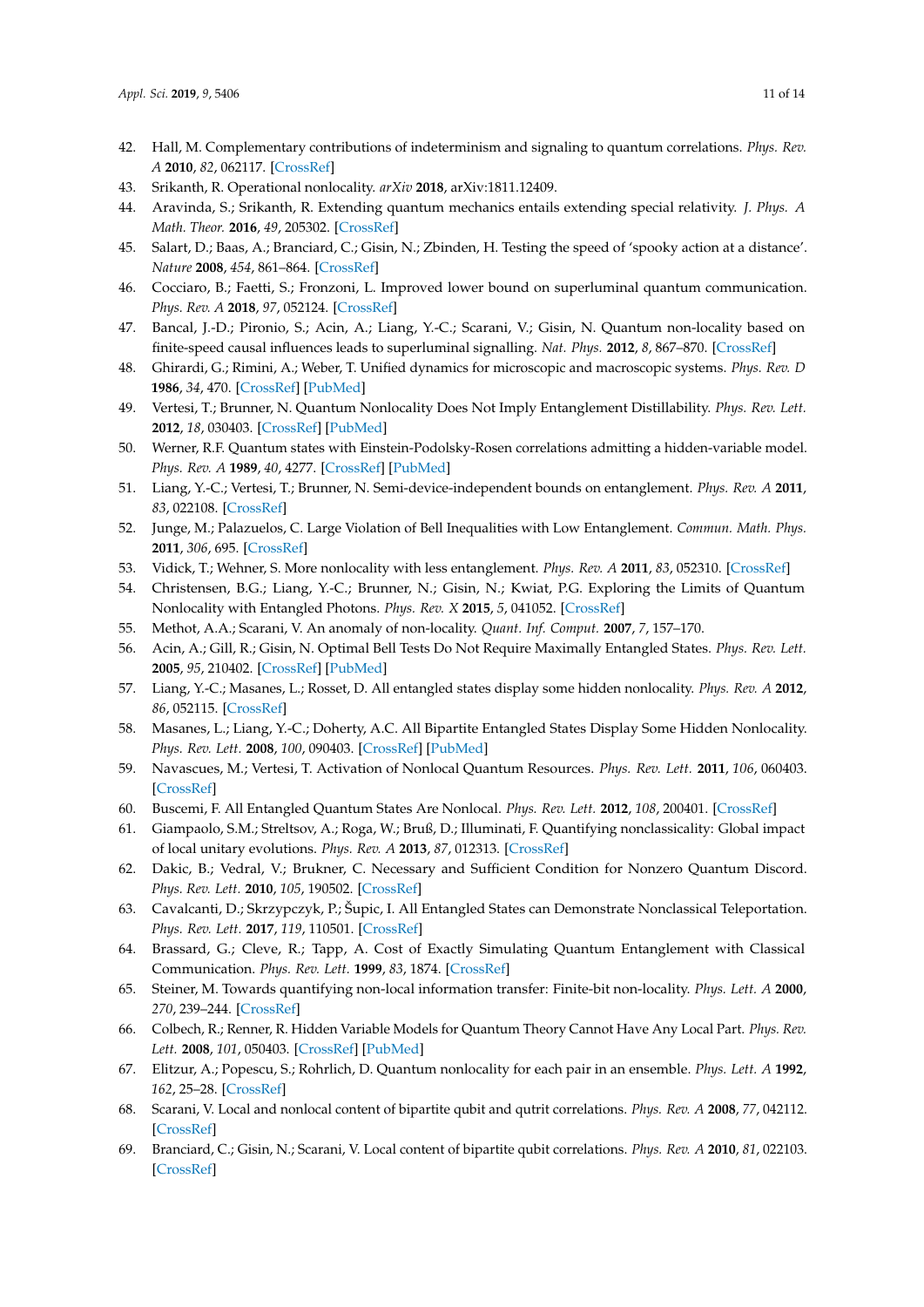42. Hall, M. Complementary contributions of indeterminism and signaling to quantum correlations. *Phys. Rev. A* **2010**, *82*, 062117. [CrossRef]
43. Srikanth, R. Operational nonlocality. *arXiv* **2018**, arXiv:1811.12409.
44. Aravinda, S.; Srikanth, R. Extending quantum mechanics entails extending special relativity. *J. Phys. A Math. Theor.* **2016**, *49*, 205302. [CrossRef]
45. Salart, D.; Baas, A.; Branciard, C.; Gisin, N.; Zbinden, H. Testing the speed of 'spooky action at a distance'. *Nature* **2008**, *454*, 861–864. [CrossRef]
46. Cocciaro, B.; Faetti, S.; Fronzoni, L. Improved lower bound on superluminal quantum communication. *Phys. Rev. A* **2018**, *97*, 052124. [CrossRef]
47. Bancal, J.-D.; Pironio, S.; Acin, A.; Liang, Y.-C.; Scarani, V.; Gisin, N. Quantum non-locality based on finite-speed causal influences leads to superluminal signalling. *Nat. Phys.* **2012**, *8*, 867–870. [CrossRef]
48. Ghirardi, G.; Rimini, A.; Weber, T. Unified dynamics for microscopic and macroscopic systems. *Phys. Rev. D* **1986**, *34*, 470. [CrossRef] [PubMed]
49. Vertesi, T.; Brunner, N. Quantum Nonlocality Does Not Imply Entanglement Distillability. *Phys. Rev. Lett.* **2012**, *18*, 030403. [CrossRef] [PubMed]
50. Werner, R.F. Quantum states with Einstein-Podolsky-Rosen correlations admitting a hidden-variable model. *Phys. Rev. A* **1989**, *40*, 4277. [CrossRef] [PubMed]
51. Liang, Y.-C.; Vertesi, T.; Brunner, N. Semi-device-independent bounds on entanglement. *Phys. Rev. A* **2011**, *83*, 022108. [CrossRef]
52. Junge, M.; Palazuelos, C. Large Violation of Bell Inequalities with Low Entanglement. *Commun. Math. Phys.* **2011**, *306*, 695. [CrossRef]
53. Vidick, T.; Wehner, S. More nonlocality with less entanglement. *Phys. Rev. A* **2011**, *83*, 052310. [CrossRef]
54. Christensen, B.G.; Liang, Y.-C.; Brunner, N.; Gisin, N.; Kwiat, P.G. Exploring the Limits of Quantum Nonlocality with Entangled Photons. *Phys. Rev. X* **2015**, *5*, 041052. [CrossRef]
55. Methot, A.A.; Scarani, V. An anomaly of non-locality. *Quant. Inf. Comput.* **2007**, *7*, 157–170.
56. Acin, A.; Gill, R.; Gisin, N. Optimal Bell Tests Do Not Require Maximally Entangled States. *Phys. Rev. Lett.* **2005**, *95*, 210402. [CrossRef] [PubMed]
57. Liang, Y.-C.; Masanes, L.; Rosset, D. All entangled states display some hidden nonlocality. *Phys. Rev. A* **2012**, *86*, 052115. [CrossRef]
58. Masanes, L.; Liang, Y.-C.; Doherty, A.C. All Bipartite Entangled States Display Some Hidden Nonlocality. *Phys. Rev. Lett.* **2008**, *100*, 090403. [CrossRef] [PubMed]
59. Navascues, M.; Vertesi, T. Activation of Nonlocal Quantum Resources. *Phys. Rev. Lett.* **2011**, *106*, 060403. [CrossRef]
60. Buscemi, F. All Entangled Quantum States Are Nonlocal. *Phys. Rev. Lett.* **2012**, *108*, 200401. [CrossRef]
61. Giampaolo, S.M.; Streltsov, A.; Roga, W.; Bruß, D.; Illuminati, F. Quantifying nonclassicality: Global impact of local unitary evolutions. *Phys. Rev. A* **2013**, *87*, 012313. [CrossRef]
62. Dakic, B.; Vedral, V.; Brukner, C. Necessary and Sufficient Condition for Nonzero Quantum Discord. *Phys. Rev. Lett.* **2010**, *105*, 190502. [CrossRef]
63. Cavalcanti, D.; Skrzypczyk, P.; Šupic, I. All Entangled States can Demonstrate Nonclassical Teleportation. *Phys. Rev. Lett.* **2017**, *119*, 110501. [CrossRef]
64. Brassard, G.; Cleve, R.; Tapp, A. Cost of Exactly Simulating Quantum Entanglement with Classical Communication. *Phys. Rev. Lett.* **1999**, *83*, 1874. [CrossRef]
65. Steiner, M. Towards quantifying non-local information transfer: Finite-bit non-locality. *Phys. Lett. A* **2000**, *270*, 239–244. [CrossRef]
66. Colbech, R.; Renner, R. Hidden Variable Models for Quantum Theory Cannot Have Any Local Part. *Phys. Rev. Lett.* **2008**, *101*, 050403. [CrossRef] [PubMed]
67. Elitzur, A.; Popescu, S.; Rohrlich, D. Quantum nonlocality for each pair in an ensemble. *Phys. Lett. A* **1992**, *162*, 25–28. [CrossRef]
68. Scarani, V. Local and nonlocal content of bipartite qubit and qutrit correlations. *Phys. Rev. A* **2008**, *77*, 042112. [CrossRef]
69. Branciard, C.; Gisin, N.; Scarani, V. Local content of bipartite qubit correlations. *Phys. Rev. A* **2010**, *81*, 022103. [CrossRef]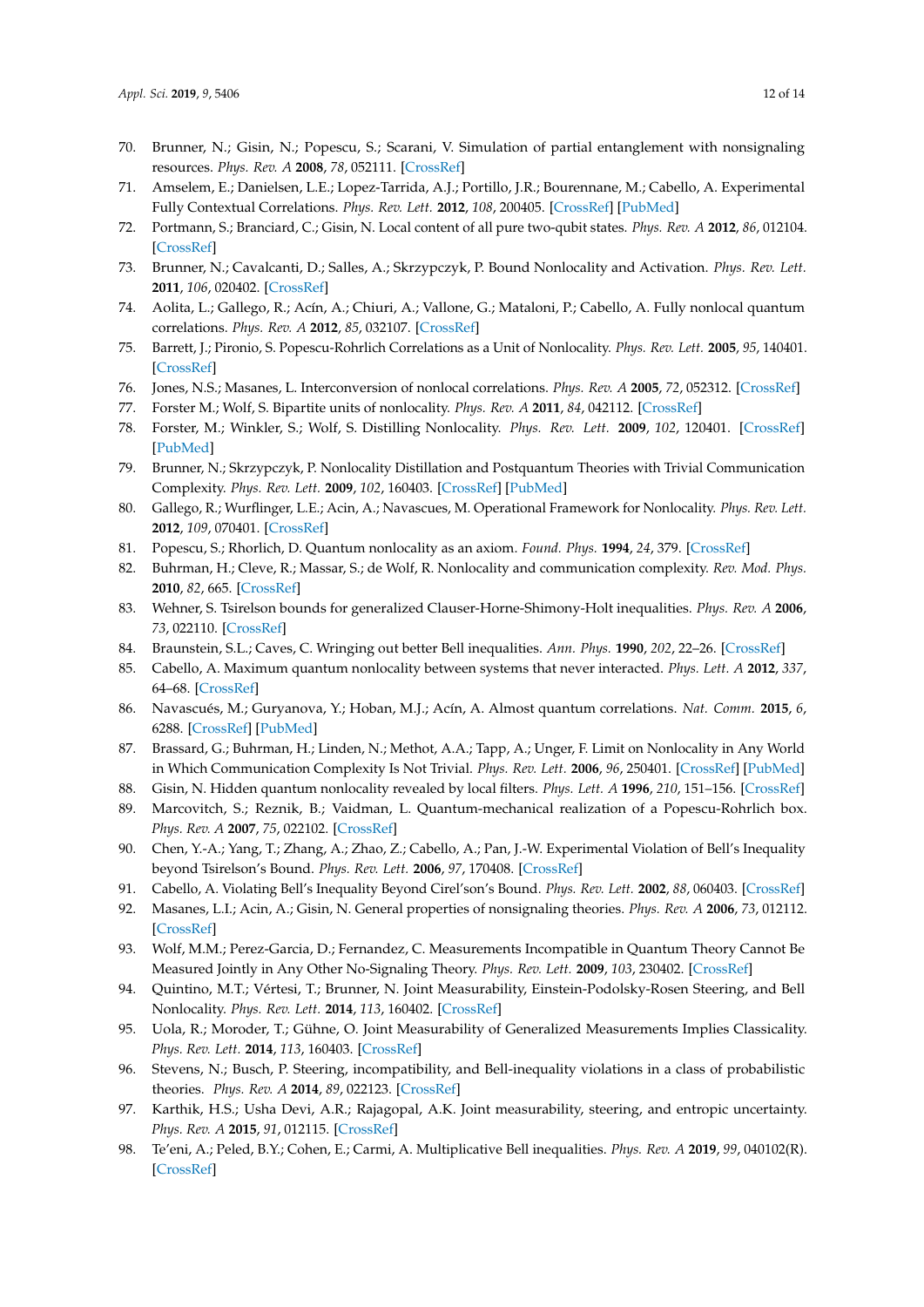70. Brunner, N.; Gisin, N.; Popescu, S.; Scarani, V. Simulation of partial entanglement with nonsignaling resources. *Phys. Rev. A* **2008**, *78*, 052111. [CrossRef]
71. Amselem, E.; Danielsen, L.E.; Lopez-Tarrida, A.J.; Portillo, J.R.; Bourennane, M.; Cabello, A. Experimental Fully Contextual Correlations. *Phys. Rev. Lett.* **2012**, *108*, 200405. [CrossRef] [PubMed]
72. Portmann, S.; Branciard, C.; Gisin, N. Local content of all pure two-qubit states. *Phys. Rev. A* **2012**, *86*, 012104. [CrossRef]
73. Brunner, N.; Cavalcanti, D.; Salles, A.; Skrzypczyk, P. Bound Nonlocality and Activation. *Phys. Rev. Lett.* **2011**, *106*, 020402. [CrossRef]
74. Aolita, L.; Gallego, R.; Acín, A.; Chiuri, A.; Vallone, G.; Mataloni, P.; Cabello, A. Fully nonlocal quantum correlations. *Phys. Rev. A* **2012**, *85*, 032107. [CrossRef]
75. Barrett, J.; Pironio, S. Popescu-Rohrlich Correlations as a Unit of Nonlocality. *Phys. Rev. Lett.* **2005**, *95*, 140401. [CrossRef]
76. Jones, N.S.; Masanes, L. Interconversion of nonlocal correlations. *Phys. Rev. A* **2005**, *72*, 052312. [CrossRef]
77. Forster M.; Wolf, S. Bipartite units of nonlocality. *Phys. Rev. A* **2011**, *84*, 042112. [CrossRef]
78. Forster, M.; Winkler, S.; Wolf, S. Distilling Nonlocality. *Phys. Rev. Lett.* **2009**, *102*, 120401. [CrossRef] [PubMed]
79. Brunner, N.; Skrzypczyk, P. Nonlocality Distillation and Postquantum Theories with Trivial Communication Complexity. *Phys. Rev. Lett.* **2009**, *102*, 160403. [CrossRef] [PubMed]
80. Gallego, R.; Wurflinger, L.E.; Acin, A.; Navascues, M. Operational Framework for Nonlocality. *Phys. Rev. Lett.* **2012**, *109*, 070401. [CrossRef]
81. Popescu, S.; Rhorlich, D. Quantum nonlocality as an axiom. *Found. Phys.* **1994**, *24*, 379. [CrossRef]
82. Buhrman, H.; Cleve, R.; Massar, S.; de Wolf, R. Nonlocality and communication complexity. *Rev. Mod. Phys.* **2010**, *82*, 665. [CrossRef]
83. Wehner, S. Tsirelson bounds for generalized Clauser-Horne-Shimony-Holt inequalities. *Phys. Rev. A* **2006**, *73*, 022110. [CrossRef]
84. Braunstein, S.L.; Caves, C. Wringing out better Bell inequalities. *Ann. Phys.* **1990**, *202*, 22–26. [CrossRef]
85. Cabello, A. Maximum quantum nonlocality between systems that never interacted. *Phys. Lett. A* **2012**, *337*, 64–68. [CrossRef]
86. Navascués, M.; Guryanova, Y.; Hoban, M.J.; Acín, A. Almost quantum correlations. *Nat. Comm.* **2015**, *6*, 6288. [CrossRef] [PubMed]
87. Brassard, G.; Buhrman, H.; Linden, N.; Methot, A.A.; Tapp, A.; Unger, F. Limit on Nonlocality in Any World in Which Communication Complexity Is Not Trivial. *Phys. Rev. Lett.* **2006**, *96*, 250401. [CrossRef] [PubMed]
88. Gisin, N. Hidden quantum nonlocality revealed by local filters. *Phys. Lett. A* **1996**, *210*, 151–156. [CrossRef]
89. Marcovitch, S.; Reznik, B.; Vaidman, L. Quantum-mechanical realization of a Popescu-Rohrlich box. *Phys. Rev. A* **2007**, *75*, 022102. [CrossRef]
90. Chen, Y.-A.; Yang, T.; Zhang, A.; Zhao, Z.; Cabello, A.; Pan, J.-W. Experimental Violation of Bell's Inequality beyond Tsirelson's Bound. *Phys. Rev. Lett.* **2006**, *97*, 170408. [CrossRef]
91. Cabello, A. Violating Bell's Inequality Beyond Cirel'son's Bound. *Phys. Rev. Lett.* **2002**, *88*, 060403. [CrossRef]
92. Masanes, L.I.; Acin, A.; Gisin, N. General properties of nonsignaling theories. *Phys. Rev. A* **2006**, *73*, 012112. [CrossRef]
93. Wolf, M.M.; Perez-Garcia, D.; Fernandez, C. Measurements Incompatible in Quantum Theory Cannot Be Measured Jointly in Any Other No-Signaling Theory. *Phys. Rev. Lett.* **2009**, *103*, 230402. [CrossRef]
94. Quintino, M.T.; Vértesi, T.; Brunner, N. Joint Measurability, Einstein-Podolsky-Rosen Steering, and Bell Nonlocality. *Phys. Rev. Lett.* **2014**, *113*, 160402. [CrossRef]
95. Uola, R.; Moroder, T.; Gühne, O. Joint Measurability of Generalized Measurements Implies Classicality. *Phys. Rev. Lett.* **2014**, *113*, 160403. [CrossRef]
96. Stevens, N.; Busch, P. Steering, incompatibility, and Bell-inequality violations in a class of probabilistic theories. *Phys. Rev. A* **2014**, *89*, 022123. [CrossRef]
97. Karthik, H.S.; Usha Devi, A.R.; Rajagopal, A.K. Joint measurability, steering, and entropic uncertainty. *Phys. Rev. A* **2015**, *91*, 012115. [CrossRef]
98. Te'eni, A.; Peled, B.Y.; Cohen, E.; Carmi, A. Multiplicative Bell inequalities. *Phys. Rev. A* **2019**, *99*, 040102(R). [CrossRef]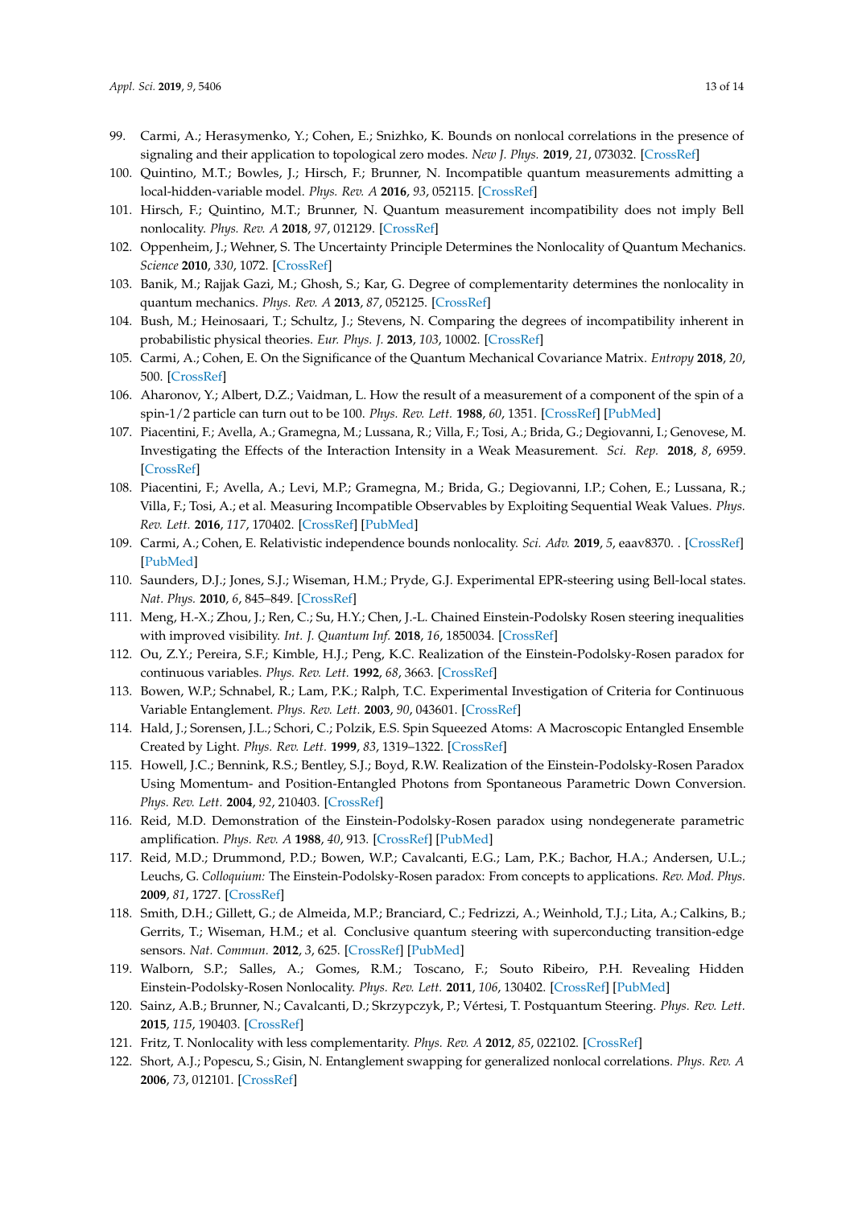99. Carmi, A.; Herasymenko, Y.; Cohen, E.; Snizhko, K. Bounds on nonlocal correlations in the presence of signaling and their application to topological zero modes. *New J. Phys.* **2019**, *21*, 073032. [CrossRef]
100. Quintino, M.T.; Bowles, J.; Hirsch, F.; Brunner, N. Incompatible quantum measurements admitting a local-hidden-variable model. *Phys. Rev. A* **2016**, *93*, 052115. [CrossRef]
101. Hirsch, F.; Quintino, M.T.; Brunner, N. Quantum measurement incompatibility does not imply Bell nonlocality. *Phys. Rev. A* **2018**, *97*, 012129. [CrossRef]
102. Oppenheim, J.; Wehner, S. The Uncertainty Principle Determines the Nonlocality of Quantum Mechanics. *Science* **2010**, *330*, 1072. [CrossRef]
103. Banik, M.; Rajjak Gazi, M.; Ghosh, S.; Kar, G. Degree of complementarity determines the nonlocality in quantum mechanics. *Phys. Rev. A* **2013**, *87*, 052125. [CrossRef]
104. Bush, M.; Heinosaari, T.; Schultz, J.; Stevens, N. Comparing the degrees of incompatibility inherent in probabilistic physical theories. *Eur. Phys. J.* **2013**, *103*, 10002. [CrossRef]
105. Carmi, A.; Cohen, E. On the Significance of the Quantum Mechanical Covariance Matrix. *Entropy* **2018**, *20*, 500. [CrossRef]
106. Aharonov, Y.; Albert, D.Z.; Vaidman, L. How the result of a measurement of a component of the spin of a spin-1/2 particle can turn out to be 100. *Phys. Rev. Lett.* **1988**, *60*, 1351. [CrossRef] [PubMed]
107. Piacentini, F.; Avella, A.; Gramegna, M.; Lussana, R.; Villa, F.; Tosi, A.; Brida, G.; Degiovanni, I.; Genovese, M. Investigating the Effects of the Interaction Intensity in a Weak Measurement. *Sci. Rep.* **2018**, *8*, 6959. [CrossRef]
108. Piacentini, F.; Avella, A.; Levi, M.P.; Gramegna, M.; Brida, G.; Degiovanni, I.P.; Cohen, E.; Lussana, R.; Villa, F.; Tosi, A.; et al. Measuring Incompatible Observables by Exploiting Sequential Weak Values. *Phys. Rev. Lett.* **2016**, *117*, 170402. [CrossRef] [PubMed]
109. Carmi, A.; Cohen, E. Relativistic independence bounds nonlocality. *Sci. Adv.* **2019**, *5*, eaav8370. . [CrossRef] [PubMed]
110. Saunders, D.J.; Jones, S.J.; Wiseman, H.M.; Pryde, G.J. Experimental EPR-steering using Bell-local states. *Nat. Phys.* **2010**, *6*, 845–849. [CrossRef]
111. Meng, H.-X.; Zhou, J.; Ren, C.; Su, H.Y.; Chen, J.-L. Chained Einstein-Podolsky Rosen steering inequalities with improved visibility. *Int. J. Quantum Inf.* **2018**, *16*, 1850034. [CrossRef]
112. Ou, Z.Y.; Pereira, S.F.; Kimble, H.J.; Peng, K.C. Realization of the Einstein-Podolsky-Rosen paradox for continuous variables. *Phys. Rev. Lett.* **1992**, *68*, 3663. [CrossRef]
113. Bowen, W.P.; Schnabel, R.; Lam, P.K.; Ralph, T.C. Experimental Investigation of Criteria for Continuous Variable Entanglement. *Phys. Rev. Lett.* **2003**, *90*, 043601. [CrossRef]
114. Hald, J.; Sorensen, J.L.; Schori, C.; Polzik, E.S. Spin Squeezed Atoms: A Macroscopic Entangled Ensemble Created by Light. *Phys. Rev. Lett.* **1999**, *83*, 1319–1322. [CrossRef]
115. Howell, J.C.; Bennink, R.S.; Bentley, S.J.; Boyd, R.W. Realization of the Einstein-Podolsky-Rosen Paradox Using Momentum- and Position-Entangled Photons from Spontaneous Parametric Down Conversion. *Phys. Rev. Lett.* **2004**, *92*, 210403. [CrossRef]
116. Reid, M.D. Demonstration of the Einstein-Podolsky-Rosen paradox using nondegenerate parametric amplification. *Phys. Rev. A* **1988**, *40*, 913. [CrossRef] [PubMed]
117. Reid, M.D.; Drummond, P.D.; Bowen, W.P.; Cavalcanti, E.G.; Lam, P.K.; Bachor, H.A.; Andersen, U.L.; Leuchs, G. *Colloquium:* The Einstein-Podolsky-Rosen paradox: From concepts to applications. *Rev. Mod. Phys.* **2009**, *81*, 1727. [CrossRef]
118. Smith, D.H.; Gillett, G.; de Almeida, M.P.; Branciard, C.; Fedrizzi, A.; Weinhold, T.J.; Lita, A.; Calkins, B.; Gerrits, T.; Wiseman, H.M.; et al. Conclusive quantum steering with superconducting transition-edge sensors. *Nat. Commun.* **2012**, *3*, 625. [CrossRef] [PubMed]
119. Walborn, S.P.; Salles, A.; Gomes, R.M.; Toscano, F.; Souto Ribeiro, P.H. Revealing Hidden Einstein-Podolsky-Rosen Nonlocality. *Phys. Rev. Lett.* **2011**, *106*, 130402. [CrossRef] [PubMed]
120. Sainz, A.B.; Brunner, N.; Cavalcanti, D.; Skrzypczyk, P.; Vértesi, T. Postquantum Steering. *Phys. Rev. Lett.* **2015**, *115*, 190403. [CrossRef]
121. Fritz, T. Nonlocality with less complementarity. *Phys. Rev. A* **2012**, *85*, 022102. [CrossRef]
122. Short, A.J.; Popescu, S.; Gisin, N. Entanglement swapping for generalized nonlocal correlations. *Phys. Rev. A* **2006**, *73*, 012101. [CrossRef]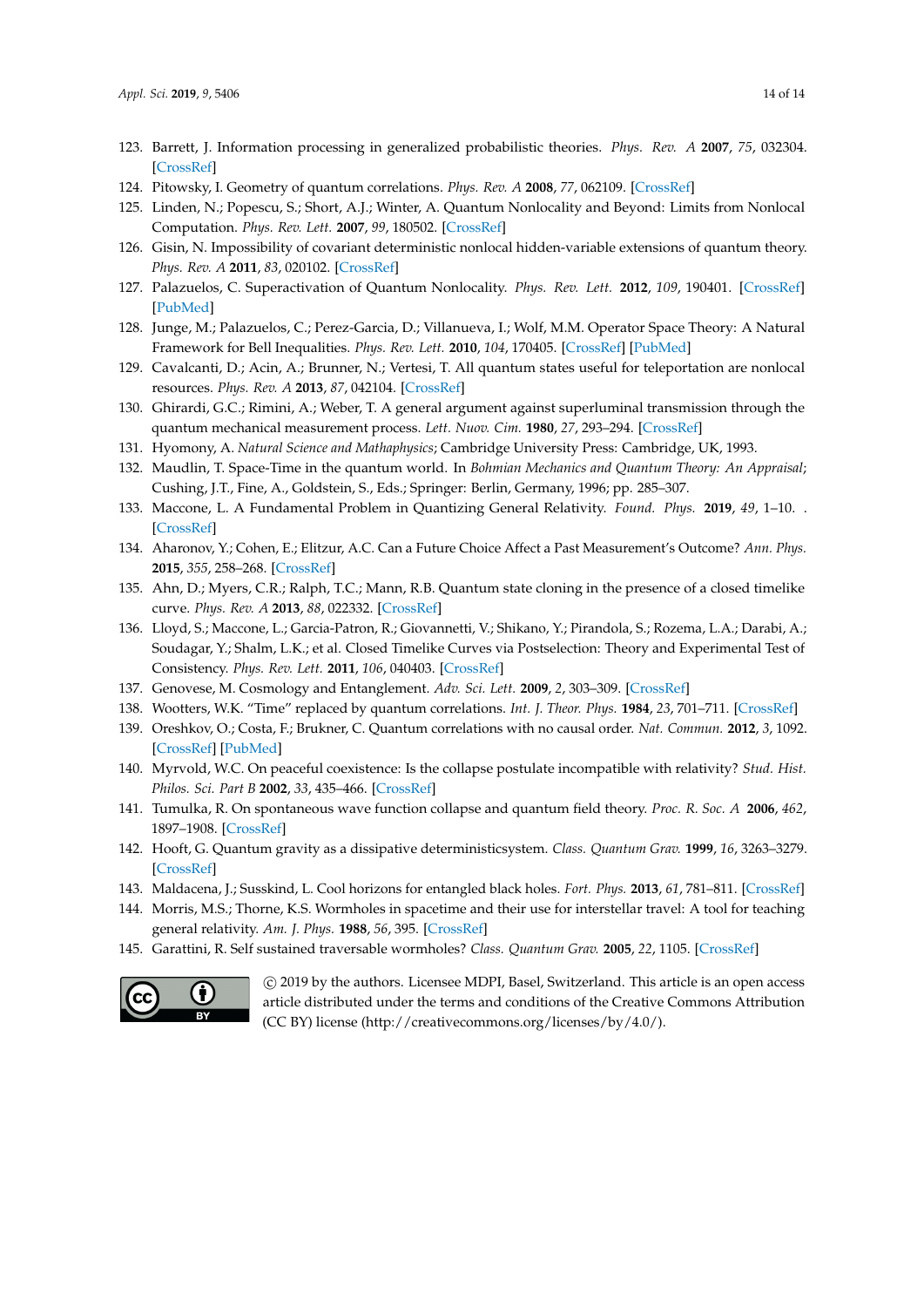123. Barrett, J. Information processing in generalized probabilistic theories. *Phys. Rev. A* **2007**, *75*, 032304. [CrossRef]
124. Pitowsky, I. Geometry of quantum correlations. *Phys. Rev. A* **2008**, *77*, 062109. [CrossRef]
125. Linden, N.; Popescu, S.; Short, A.J.; Winter, A. Quantum Nonlocality and Beyond: Limits from Nonlocal Computation. *Phys. Rev. Lett.* **2007**, *99*, 180502. [CrossRef]
126. Gisin, N. Impossibility of covariant deterministic nonlocal hidden-variable extensions of quantum theory. *Phys. Rev. A* **2011**, *83*, 020102. [CrossRef]
127. Palazuelos, C. Superactivation of Quantum Nonlocality. *Phys. Rev. Lett.* **2012**, *109*, 190401. [CrossRef] [PubMed]
128. Junge, M.; Palazuelos, C.; Perez-Garcia, D.; Villanueva, I.; Wolf, M.M. Operator Space Theory: A Natural Framework for Bell Inequalities. *Phys. Rev. Lett.* **2010**, *104*, 170405. [CrossRef] [PubMed]
129. Cavalcanti, D.; Acin, A.; Brunner, N.; Vertesi, T. All quantum states useful for teleportation are nonlocal resources. *Phys. Rev. A* **2013**, *87*, 042104. [CrossRef]
130. Ghirardi, G.C.; Rimini, A.; Weber, T. A general argument against superluminal transmission through the quantum mechanical measurement process. *Lett. Nuov. Cim.* **1980**, *27*, 293–294. [CrossRef]
131. Hyomony, A. *Natural Science and Mathaphysics*; Cambridge University Press: Cambridge, UK, 1993.
132. Maudlin, T. Space-Time in the quantum world. In *Bohmian Mechanics and Quantum Theory: An Appraisal*; Cushing, J.T., Fine, A., Goldstein, S., Eds.; Springer: Berlin, Germany, 1996; pp. 285–307.
133. Maccone, L. A Fundamental Problem in Quantizing General Relativity. *Found. Phys.* **2019**, *49*, 1–10. . [CrossRef]
134. Aharonov, Y.; Cohen, E.; Elitzur, A.C. Can a Future Choice Affect a Past Measurement's Outcome? *Ann. Phys.* **2015**, *355*, 258–268. [CrossRef]
135. Ahn, D.; Myers, C.R.; Ralph, T.C.; Mann, R.B. Quantum state cloning in the presence of a closed timelike curve. *Phys. Rev. A* **2013**, *88*, 022332. [CrossRef]
136. Lloyd, S.; Maccone, L.; Garcia-Patron, R.; Giovannetti, V.; Shikano, Y.; Pirandola, S.; Rozema, L.A.; Darabi, A.; Soudagar, Y.; Shalm, L.K.; et al. Closed Timelike Curves via Postselection: Theory and Experimental Test of Consistency. *Phys. Rev. Lett.* **2011**, *106*, 040403. [CrossRef]
137. Genovese, M. Cosmology and Entanglement. *Adv. Sci. Lett.* **2009**, *2*, 303–309. [CrossRef]
138. Wootters, W.K. "Time" replaced by quantum correlations. *Int. J. Theor. Phys.* **1984**, *23*, 701–711. [CrossRef]
139. Oreshkov, O.; Costa, F.; Brukner, C. Quantum correlations with no causal order. *Nat. Commun.* **2012**, *3*, 1092. [CrossRef] [PubMed]
140. Myrvold, W.C. On peaceful coexistence: Is the collapse postulate incompatible with relativity? *Stud. Hist. Philos. Sci. Part B* **2002**, *33*, 435–466. [CrossRef]
141. Tumulka, R. On spontaneous wave function collapse and quantum field theory. *Proc. R. Soc. A* **2006**, *462*, 1897–1908. [CrossRef]
142. Hooft, G. Quantum gravity as a dissipative deterministicsystem. *Class. Quantum Grav.* **1999**, *16*, 3263–3279. [CrossRef]
143. Maldacena, J.; Susskind, L. Cool horizons for entangled black holes. *Fort. Phys.* **2013**, *61*, 781–811. [CrossRef]
144. Morris, M.S.; Thorne, K.S. Wormholes in spacetime and their use for interstellar travel: A tool for teaching general relativity. *Am. J. Phys.* **1988**, *56*, 395. [CrossRef]
145. Garattini, R. Self sustained traversable wormholes? *Class. Quantum Grav.* **2005**, *22*, 1105. [CrossRef]

© 2019 by the authors. Licensee MDPI, Basel, Switzerland. This article is an open access article distributed under the terms and conditions of the Creative Commons Attribution (CC BY) license (http://creativecommons.org/licenses/by/4.0/).